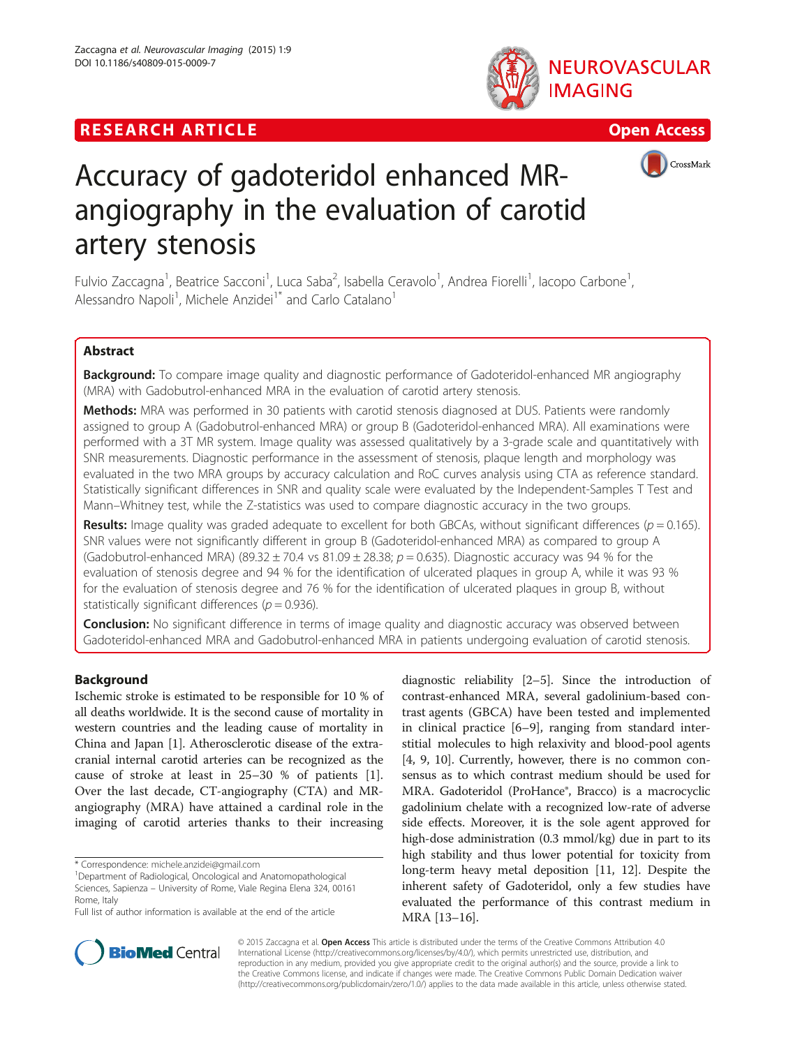RESEARCH ARTICLE

Open Access

# Accuracy of gadoteridol enhanced MR-angiography in the evaluation of carotid artery stenosis

Fulvio Zaccagna[1], Beatrice Sacconi[1], Luca Saba[2], Isabella Ceravolo[1], Andrea Fiorelli[1], Iacopo Carbone[1], Alessandro Napoli[1], Michele Anzidei[1*] and Carlo Catalano[1]

## Abstract

**Background:** To compare image quality and diagnostic performance of Gadoteridol-enhanced MR angiography (MRA) with Gadobutrol-enhanced MRA in the evaluation of carotid artery stenosis.

**Methods:** MRA was performed in 30 patients with carotid stenosis diagnosed at DUS. Patients were randomly assigned to group A (Gadobutrol-enhanced MRA) or group B (Gadoteridol-enhanced MRA). All examinations were performed with a 3T MR system. Image quality was assessed qualitatively by a 3-grade scale and quantitatively with SNR measurements. Diagnostic performance in the assessment of stenosis, plaque length and morphology was evaluated in the two MRA groups by accuracy calculation and RoC curves analysis using CTA as reference standard. Statistically significant differences in SNR and quality scale were evaluated by the Independent-Samples T Test and Mann–Whitney test, while the Z-statistics was used to compare diagnostic accuracy in the two groups.

**Results:** Image quality was graded adequate to excellent for both GBCAs, without significant differences ($p = 0.165$). SNR values were not significantly different in group B (Gadoteridol-enhanced MRA) as compared to group A (Gadobutrol-enhanced MRA) ($89.32 \pm 70.4$ vs $81.09 \pm 28.38$; $p = 0.635$). Diagnostic accuracy was 94 % for the evaluation of stenosis degree and 94 % for the identification of ulcerated plaques in group A, while it was 93 % for the evaluation of stenosis degree and 76 % for the identification of ulcerated plaques in group B, without statistically significant differences ($p = 0.936$).

**Conclusion:** No significant difference in terms of image quality and diagnostic accuracy was observed between Gadoteridol-enhanced MRA and Gadobutrol-enhanced MRA in patients undergoing evaluation of carotid stenosis.

## Background

Ischemic stroke is estimated to be responsible for 10 % of all deaths worldwide. It is the second cause of mortality in western countries and the leading cause of mortality in China and Japan [1]. Atherosclerotic disease of the extracranial internal carotid arteries can be recognized as the cause of stroke at least in 25–30 % of patients [1]. Over the last decade, CT-angiography (CTA) and MR-angiography (MRA) have attained a cardinal role in the imaging of carotid arteries thanks to their increasing diagnostic reliability [2–5]. Since the introduction of contrast-enhanced MRA, several gadolinium-based contrast agents (GBCA) have been tested and implemented in clinical practice [6–9], ranging from standard interstitial molecules to high relaxivity and blood-pool agents [4, 9, 10]. Currently, however, there is no common consensus as to which contrast medium should be used for MRA. Gadoteridol (ProHance®, Bracco) is a macrocyclic gadolinium chelate with a recognized low-rate of adverse side effects. Moreover, it is the sole agent approved for high-dose administration (0.3 mmol/kg) due in part to its high stability and thus lower potential for toxicity from long-term heavy metal deposition [11, 12]. Despite the inherent safety of Gadoteridol, only a few studies have evaluated the performance of this contrast medium in MRA [13–16].

* Correspondence: michele.anzidei@gmail.com
[1]Department of Radiological, Oncological and Anatomopathological Sciences, Sapienza – University of Rome, Viale Regina Elena 324, 00161 Rome, Italy
Full list of author information is available at the end of the article

© 2015 Zaccagna et al. Open Access This article is distributed under the terms of the Creative Commons Attribution 4.0 International License (http://creativecommons.org/licenses/by/4.0/), which permits unrestricted use, distribution, and reproduction in any medium, provided you give appropriate credit to the original author(s) and the source, provide a link to the Creative Commons license, and indicate if changes were made. The Creative Commons Public Domain Dedication waiver (http://creativecommons.org/publicdomain/zero/1.0/) applies to the data made available in this article, unless otherwise stated.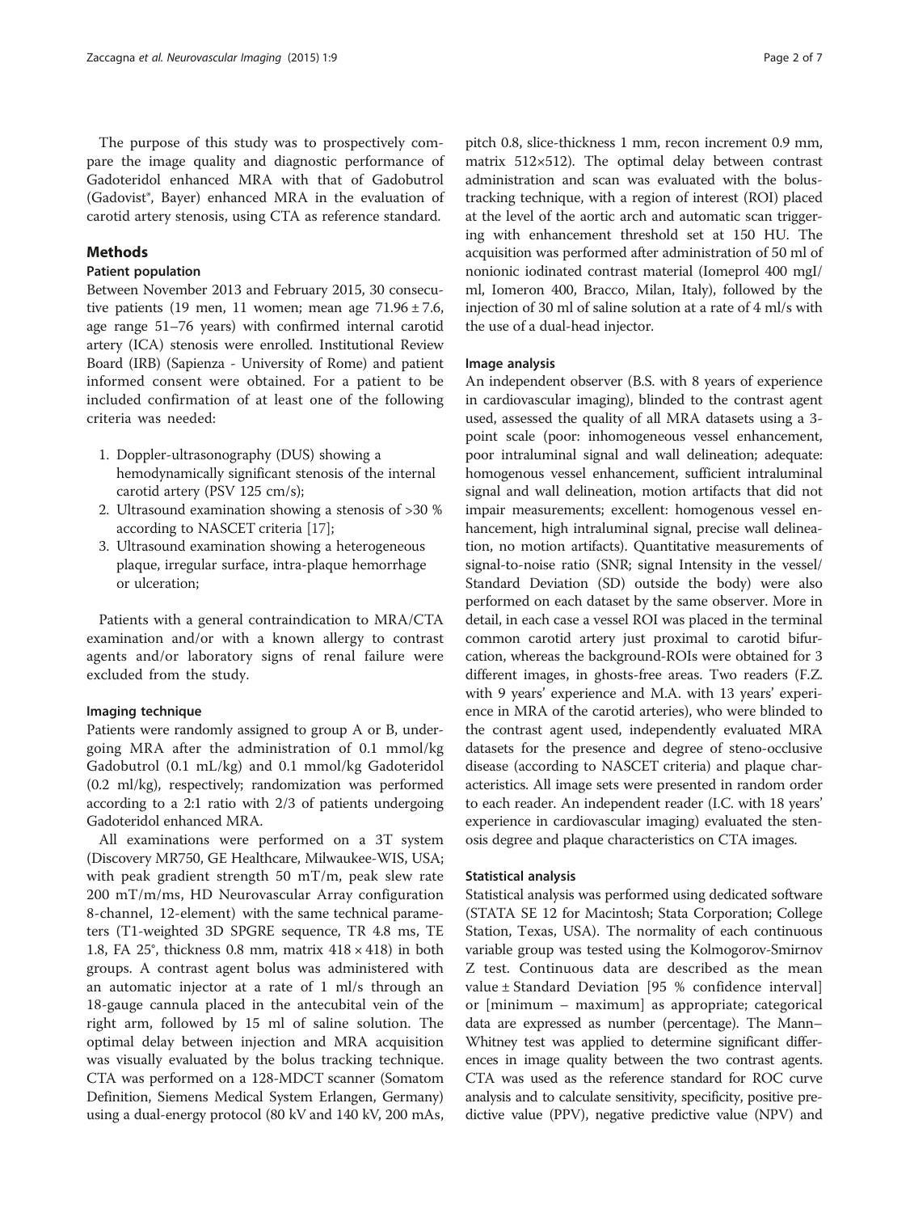The purpose of this study was to prospectively compare the image quality and diagnostic performance of Gadoteridol enhanced MRA with that of Gadobutrol (Gadovist®, Bayer) enhanced MRA in the evaluation of carotid artery stenosis, using CTA as reference standard.

## Methods

### Patient population

Between November 2013 and February 2015, 30 consecutive patients (19 men, 11 women; mean age 71.96 ± 7.6, age range 51–76 years) with confirmed internal carotid artery (ICA) stenosis were enrolled. Institutional Review Board (IRB) (Sapienza - University of Rome) and patient informed consent were obtained. For a patient to be included confirmation of at least one of the following criteria was needed:

1. Doppler-ultrasonography (DUS) showing a hemodynamically significant stenosis of the internal carotid artery (PSV 125 cm/s);
2. Ultrasound examination showing a stenosis of >30 % according to NASCET criteria [17];
3. Ultrasound examination showing a heterogeneous plaque, irregular surface, intra-plaque hemorrhage or ulceration;

Patients with a general contraindication to MRA/CTA examination and/or with a known allergy to contrast agents and/or laboratory signs of renal failure were excluded from the study.

#### Imaging technique

Patients were randomly assigned to group A or B, undergoing MRA after the administration of 0.1 mmol/kg Gadobutrol (0.1 mL/kg) and 0.1 mmol/kg Gadoteridol (0.2 ml/kg), respectively; randomization was performed according to a 2:1 ratio with 2/3 of patients undergoing Gadoteridol enhanced MRA.

All examinations were performed on a 3T system (Discovery MR750, GE Healthcare, Milwaukee-WIS, USA; with peak gradient strength 50 mT/m, peak slew rate 200 mT/m/ms, HD Neurovascular Array configuration 8-channel, 12-element) with the same technical parameters (T1-weighted 3D SPGRE sequence, TR 4.8 ms, TE 1.8, FA 25°, thickness 0.8 mm, matrix 418 × 418) in both groups. A contrast agent bolus was administered with an automatic injector at a rate of 1 ml/s through an 18-gauge cannula placed in the antecubital vein of the right arm, followed by 15 ml of saline solution. The optimal delay between injection and MRA acquisition was visually evaluated by the bolus tracking technique. CTA was performed on a 128-MDCT scanner (Somatom Definition, Siemens Medical System Erlangen, Germany) using a dual-energy protocol (80 kV and 140 kV, 200 mAs, pitch 0.8, slice-thickness 1 mm, recon increment 0.9 mm, matrix 512×512). The optimal delay between contrast administration and scan was evaluated with the bolus-tracking technique, with a region of interest (ROI) placed at the level of the aortic arch and automatic scan triggering with enhancement threshold set at 150 HU. The acquisition was performed after administration of 50 ml of nonionic iodinated contrast material (Iomeprol 400 mgI/ml, Iomeron 400, Bracco, Milan, Italy), followed by the injection of 30 ml of saline solution at a rate of 4 ml/s with the use of a dual-head injector.

#### Image analysis

An independent observer (B.S. with 8 years of experience in cardiovascular imaging), blinded to the contrast agent used, assessed the quality of all MRA datasets using a 3-point scale (poor: inhomogeneous vessel enhancement, poor intraluminal signal and wall delineation; adequate: homogenous vessel enhancement, sufficient intraluminal signal and wall delineation, motion artifacts that did not impair measurements; excellent: homogenous vessel enhancement, high intraluminal signal, precise wall delineation, no motion artifacts). Quantitative measurements of signal-to-noise ratio (SNR; signal Intensity in the vessel/Standard Deviation (SD) outside the body) were also performed on each dataset by the same observer. More in detail, in each case a vessel ROI was placed in the terminal common carotid artery just proximal to carotid bifurcation, whereas the background-ROIs were obtained for 3 different images, in ghosts-free areas. Two readers (F.Z. with 9 years' experience and M.A. with 13 years' experience in MRA of the carotid arteries), who were blinded to the contrast agent used, independently evaluated MRA datasets for the presence and degree of steno-occlusive disease (according to NASCET criteria) and plaque characteristics. All image sets were presented in random order to each reader. An independent reader (I.C. with 18 years' experience in cardiovascular imaging) evaluated the stenosis degree and plaque characteristics on CTA images.

#### Statistical analysis

Statistical analysis was performed using dedicated software (STATA SE 12 for Macintosh; Stata Corporation; College Station, Texas, USA). The normality of each continuous variable group was tested using the Kolmogorov-Smirnov Z test. Continuous data are described as the mean value ± Standard Deviation [95 % confidence interval] or [minimum – maximum] as appropriate; categorical data are expressed as number (percentage). The Mann–Whitney test was applied to determine significant differences in image quality between the two contrast agents. CTA was used as the reference standard for ROC curve analysis and to calculate sensitivity, specificity, positive predictive value (PPV), negative predictive value (NPV) and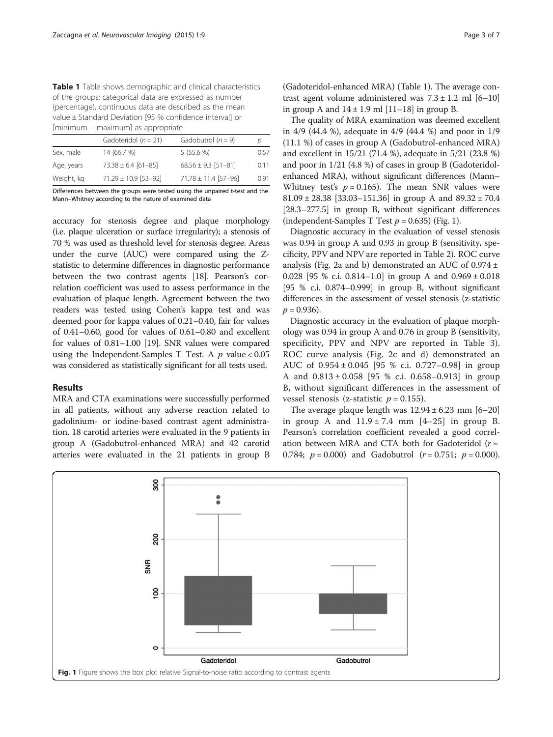**Table 1** Table shows demographic and clinical characteristics of the groups; categorical data are expressed as number (percentage), continuous data are described as the mean value ± Standard Deviation [95 % confidence interval] or [minimum – maximum] as appropriate

| | Gadoteridol ($n = 21$) | Gadobutrol ($n = 9$) | $p$ |
|---|---|---|---|
| Sex, male | 14 (66.7 %) | 5 (55.6 %) | 0.57 |
| Age, years | 73.38 ± 6.4 [61–85] | 68.56 ± 9.3 [51–81] | 0.11 |
| Weight, kg | 71.29 ± 10.9 [53–92] | 71.78 ± 11.4 [57–96] | 0.91 |

Differences between the groups were tested using the unpaired t-test and the Mann–Whitney according to the nature of examined data

accuracy for stenosis degree and plaque morphology (i.e. plaque ulceration or surface irregularity); a stenosis of 70 % was used as threshold level for stenosis degree. Areas under the curve (AUC) were compared using the Z-statistic to determine differences in diagnostic performance between the two contrast agents [18]. Pearson's correlation coefficient was used to assess performance in the evaluation of plaque length. Agreement between the two readers was tested using Cohen's kappa test and was deemed poor for kappa values of 0.21–0.40, fair for values of 0.41–0.60, good for values of 0.61–0.80 and excellent for values of 0.81–1.00 [19]. SNR values were compared using the Independent-Samples T Test. A $p$ value < 0.05 was considered as statistically significant for all tests used.

## Results

MRA and CTA examinations were successfully performed in all patients, without any adverse reaction related to gadolinium- or iodine-based contrast agent administration. 18 carotid arteries were evaluated in the 9 patients in group A (Gadobutrol-enhanced MRA) and 42 carotid arteries were evaluated in the 21 patients in group B (Gadoteridol-enhanced MRA) (Table 1). The average contrast agent volume administered was 7.3 ± 1.2 ml [6–10] in group A and 14 ± 1.9 ml [11–18] in group B.

The quality of MRA examination was deemed excellent in 4/9 (44.4 %), adequate in 4/9 (44.4 %) and poor in 1/9 (11.1 %) of cases in group A (Gadobutrol-enhanced MRA) and excellent in 15/21 (71.4 %), adequate in 5/21 (23.8 %) and poor in 1/21 (4.8 %) of cases in group B (Gadoteridol-enhanced MRA), without significant differences (Mann–Whitney test's $p = 0.165$). The mean SNR values were 81.09 ± 28.38 [33.03–151.36] in group A and 89.32 ± 70.4 [28.3–277.5] in group B, without significant differences (independent-Samples T Test $p = 0.635$) (Fig. 1).

Diagnostic accuracy in the evaluation of vessel stenosis was 0.94 in group A and 0.93 in group B (sensitivity, specificity, PPV and NPV are reported in Table 2). ROC curve analysis (Fig. 2a and b) demonstrated an AUC of 0.974 ± 0.028 [95 % c.i. 0.814–1.0] in group A and 0.969 ± 0.018 [95 % c.i. 0.874–0.999] in group B, without significant differences in the assessment of vessel stenosis (z-statistic $p = 0.936$).

Diagnostic accuracy in the evaluation of plaque morphology was 0.94 in group A and 0.76 in group B (sensitivity, specificity, PPV and NPV are reported in Table 3). ROC curve analysis (Fig. 2c and d) demonstrated an AUC of 0.954 ± 0.045 [95 % c.i. 0.727–0.98] in group A and 0.813 ± 0.058 [95 % c.i. 0.658–0.913] in group B, without significant differences in the assessment of vessel stenosis (z-statistic $p = 0.155$).

The average plaque length was 12.94 ± 6.23 mm [6–20] in group A and 11.9 ± 7.4 mm [4–25] in group B. Pearson's correlation coefficient revealed a good correlation between MRA and CTA both for Gadoteridol ($r = 0.784$; $p = 0.000$) and Gadobutrol ($r = 0.751$; $p = 0.000$).

**Fig. 1** Figure shows the box plot relative Signal-to-noise ratio according to contrast agents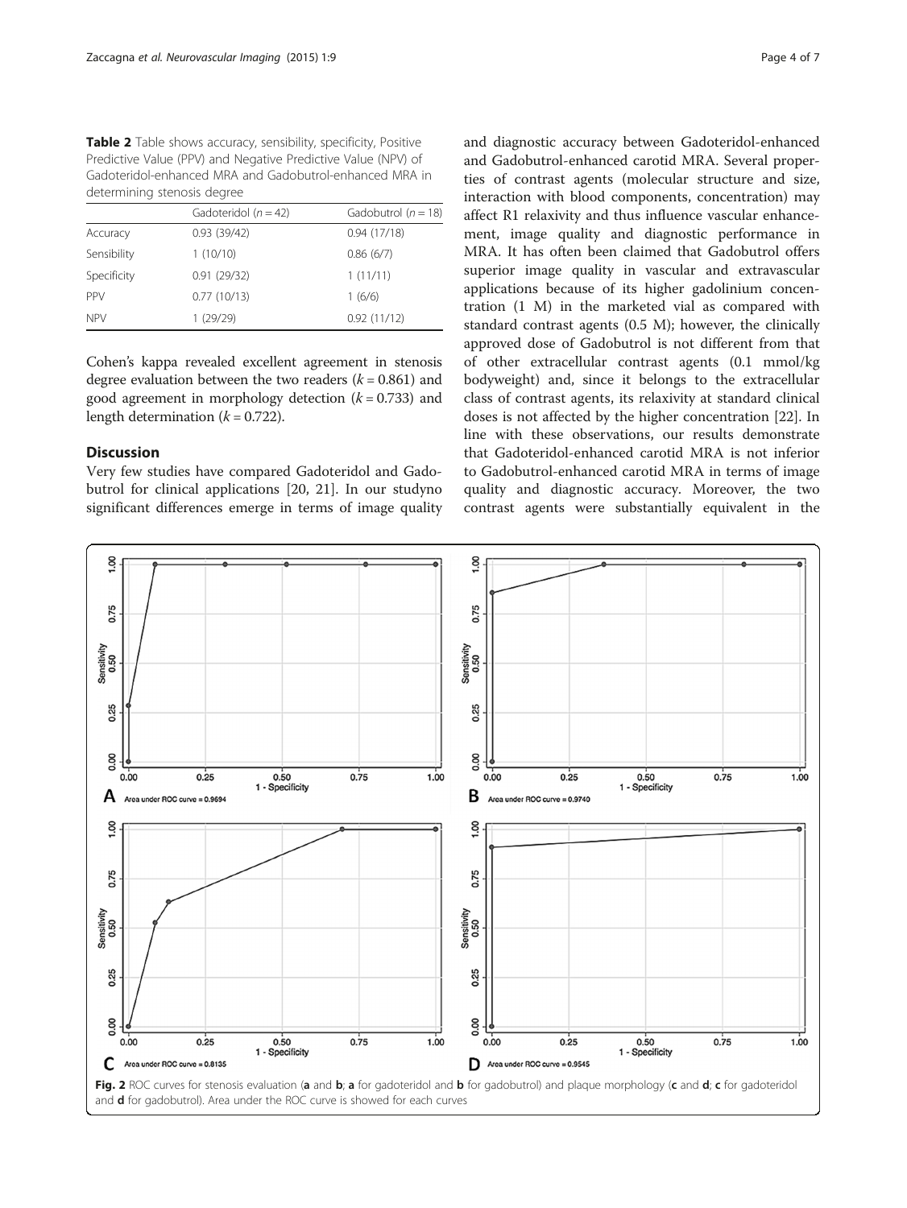**Table 2** Table shows accuracy, sensibility, specificity, Positive Predictive Value (PPV) and Negative Predictive Value (NPV) of Gadoteridol-enhanced MRA and Gadobutrol-enhanced MRA in determining stenosis degree

| | Gadoteridol ($n = 42$) | Gadobutrol ($n = 18$) |
|---|---|---|
| Accuracy | 0.93 (39/42) | 0.94 (17/18) |
| Sensibility | 1 (10/10) | 0.86 (6/7) |
| Specificity | 0.91 (29/32) | 1 (11/11) |
| PPV | 0.77 (10/13) | 1 (6/6) |
| NPV | 1 (29/29) | 0.92 (11/12) |

Cohen's kappa revealed excellent agreement in stenosis degree evaluation between the two readers ($k = 0.861$) and good agreement in morphology detection ($k = 0.733$) and length determination ($k = 0.722$).

## Discussion

Very few studies have compared Gadoteridol and Gadobutrol for clinical applications [20, 21]. In our studyno significant differences emerge in terms of image quality and diagnostic accuracy between Gadoteridol-enhanced and Gadobutrol-enhanced carotid MRA. Several properties of contrast agents (molecular structure and size, interaction with blood components, concentration) may affect R1 relaxivity and thus influence vascular enhancement, image quality and diagnostic performance in MRA. It has often been claimed that Gadobutrol offers superior image quality in vascular and extravascular applications because of its higher gadolinium concentration (1 M) in the marketed vial as compared with standard contrast agents (0.5 M); however, the clinically approved dose of Gadobutrol is not different from that of other extracellular contrast agents (0.1 mmol/kg bodyweight) and, since it belongs to the extracellular class of contrast agents, its relaxivity at standard clinical doses is not affected by the higher concentration [22]. In line with these observations, our results demonstrate that Gadoteridol-enhanced carotid MRA is not inferior to Gadobutrol-enhanced carotid MRA in terms of image quality and diagnostic accuracy. Moreover, the two contrast agents were substantially equivalent in the

**Fig. 2** ROC curves for stenosis evaluation (**a** and **b**; **a** for gadoteridol and **b** for gadobutrol) and plaque morphology (**c** and **d**; **c** for gadoteridol and **d** for gadobutrol). Area under the ROC curve is showed for each curves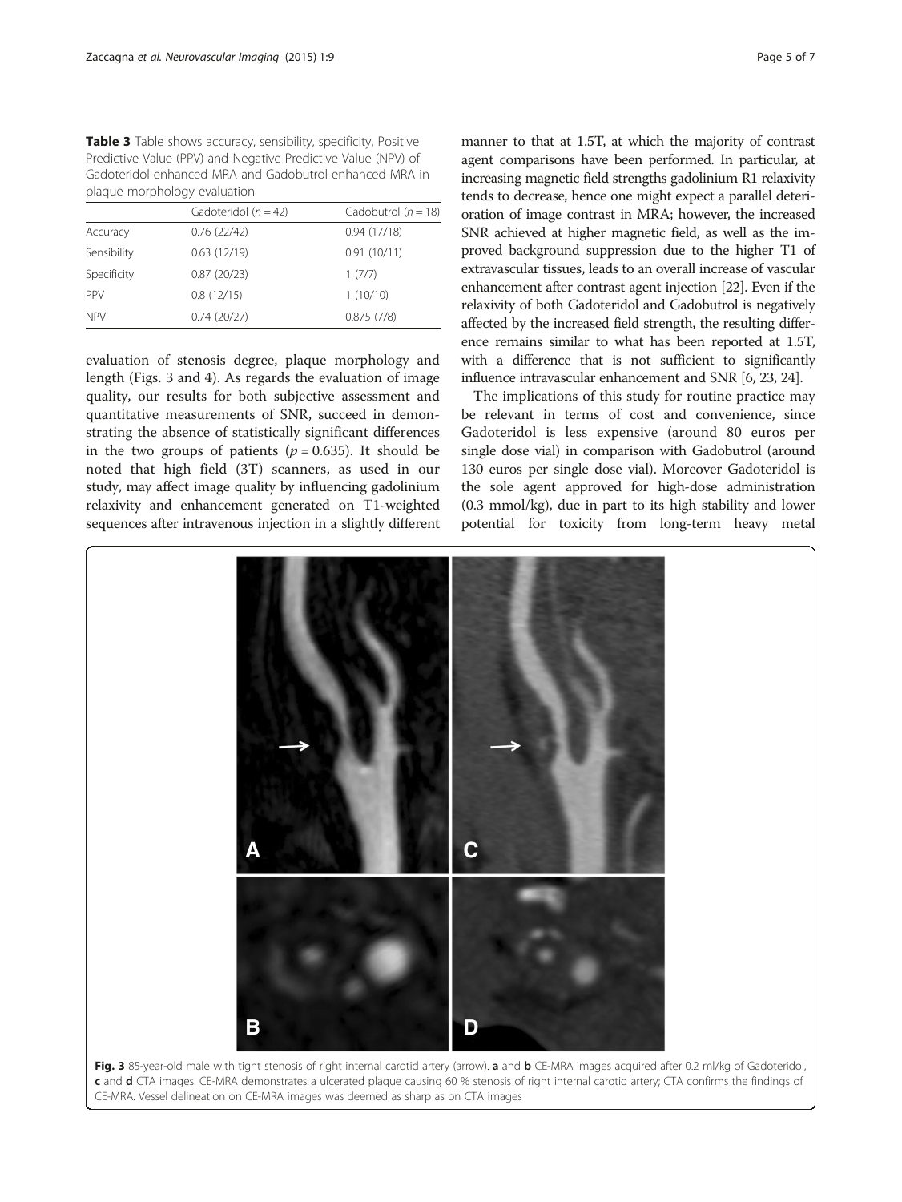**Table 3** Table shows accuracy, sensibility, specificity, Positive Predictive Value (PPV) and Negative Predictive Value (NPV) of Gadoteridol-enhanced MRA and Gadobutrol-enhanced MRA in plaque morphology evaluation

| | Gadoteridol ($n = 42$) | Gadobutrol ($n = 18$) |
|---|---|---|
| Accuracy | 0.76 (22/42) | 0.94 (17/18) |
| Sensibility | 0.63 (12/19) | 0.91 (10/11) |
| Specificity | 0.87 (20/23) | 1 (7/7) |
| PPV | 0.8 (12/15) | 1 (10/10) |
| NPV | 0.74 (20/27) | 0.875 (7/8) |

evaluation of stenosis degree, plaque morphology and length (Figs. 3 and 4). As regards the evaluation of image quality, our results for both subjective assessment and quantitative measurements of SNR, succeed in demonstrating the absence of statistically significant differences in the two groups of patients ($p = 0.635$). It should be noted that high field (3T) scanners, as used in our study, may affect image quality by influencing gadolinium relaxivity and enhancement generated on T1-weighted sequences after intravenous injection in a slightly different manner to that at 1.5T, at which the majority of contrast agent comparisons have been performed. In particular, at increasing magnetic field strengths gadolinium R1 relaxivity tends to decrease, hence one might expect a parallel deterioration of image contrast in MRA; however, the increased SNR achieved at higher magnetic field, as well as the improved background suppression due to the higher T1 of extravascular tissues, leads to an overall increase of vascular enhancement after contrast agent injection [22]. Even if the relaxivity of both Gadoteridol and Gadobutrol is negatively affected by the increased field strength, the resulting difference remains similar to what has been reported at 1.5T, with a difference that is not sufficient to significantly influence intravascular enhancement and SNR [6, 23, 24].

The implications of this study for routine practice may be relevant in terms of cost and convenience, since Gadoteridol is less expensive (around 80 euros per single dose vial) in comparison with Gadobutrol (around 130 euros per single dose vial). Moreover Gadoteridol is the sole agent approved for high-dose administration (0.3 mmol/kg), due in part to its high stability and lower potential for toxicity from long-term heavy metal

**Fig. 3** 85-year-old male with tight stenosis of right internal carotid artery (arrow). **a** and **b** CE-MRA images acquired after 0.2 ml/kg of Gadoteridol, **c** and **d** CTA images. CE-MRA demonstrates a ulcerated plaque causing 60 % stenosis of right internal carotid artery; CTA confirms the findings of CE-MRA. Vessel delineation on CE-MRA images was deemed as sharp as on CTA images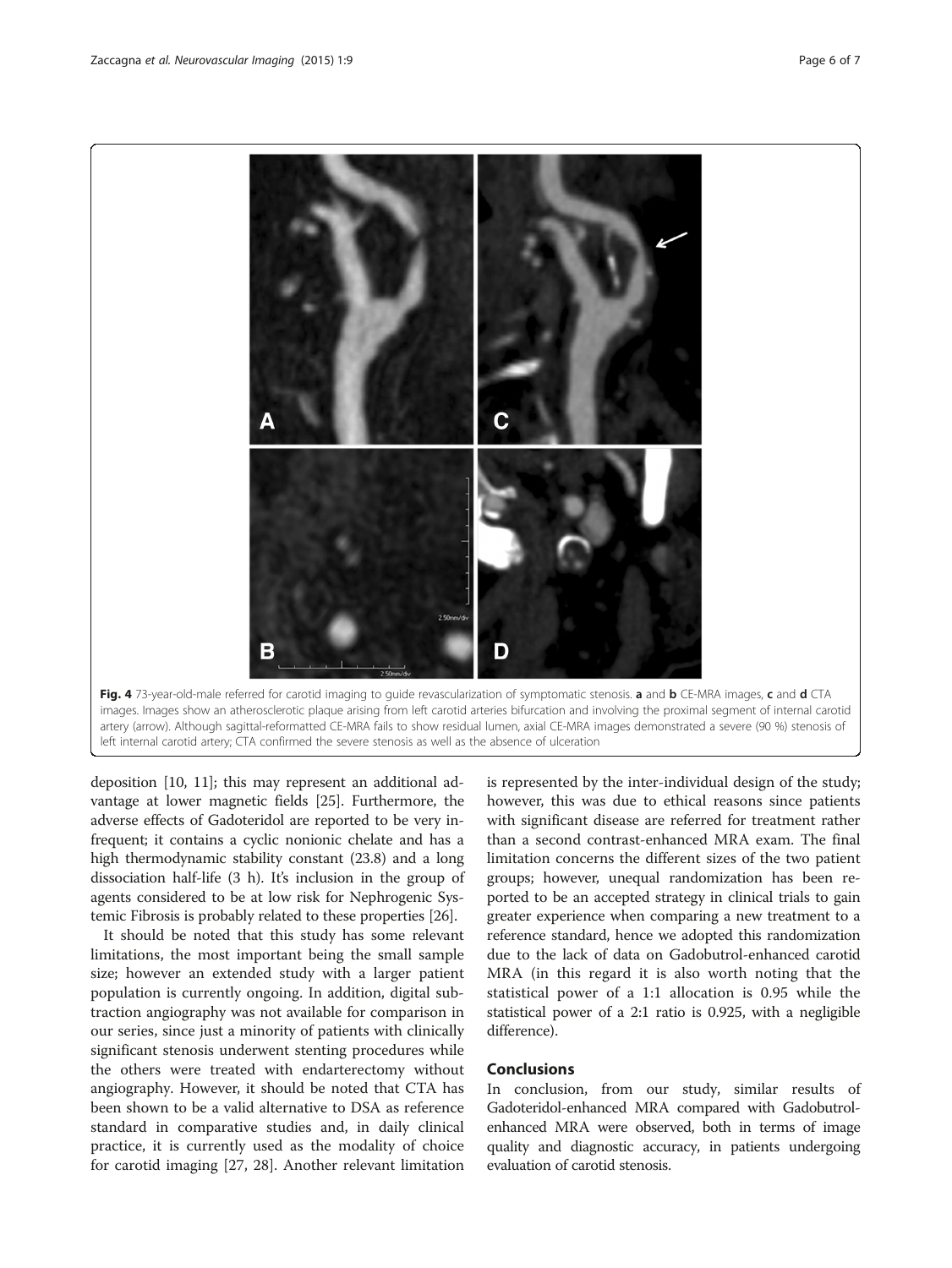**Fig. 4** 73-year-old-male referred for carotid imaging to guide revascularization of symptomatic stenosis. **a** and **b** CE-MRA images, **c** and **d** CTA images. Images show an atherosclerotic plaque arising from left carotid arteries bifurcation and involving the proximal segment of internal carotid artery (arrow). Although sagittal-reformatted CE-MRA fails to show residual lumen, axial CE-MRA images demonstrated a severe (90 %) stenosis of left internal carotid artery; CTA confirmed the severe stenosis as well as the absence of ulceration

deposition [10, 11]; this may represent an additional advantage at lower magnetic fields [25]. Furthermore, the adverse effects of Gadoteridol are reported to be very infrequent; it contains a cyclic nonionic chelate and has a high thermodynamic stability constant (23.8) and a long dissociation half-life (3 h). It's inclusion in the group of agents considered to be at low risk for Nephrogenic Systemic Fibrosis is probably related to these properties [26].

It should be noted that this study has some relevant limitations, the most important being the small sample size; however an extended study with a larger patient population is currently ongoing. In addition, digital subtraction angiography was not available for comparison in our series, since just a minority of patients with clinically significant stenosis underwent stenting procedures while the others were treated with endarterectomy without angiography. However, it should be noted that CTA has been shown to be a valid alternative to DSA as reference standard in comparative studies and, in daily clinical practice, it is currently used as the modality of choice for carotid imaging [27, 28]. Another relevant limitation is represented by the inter-individual design of the study; however, this was due to ethical reasons since patients with significant disease are referred for treatment rather than a second contrast-enhanced MRA exam. The final limitation concerns the different sizes of the two patient groups; however, unequal randomization has been reported to be an accepted strategy in clinical trials to gain greater experience when comparing a new treatment to a reference standard, hence we adopted this randomization due to the lack of data on Gadobutrol-enhanced carotid MRA (in this regard it is also worth noting that the statistical power of a 1:1 allocation is 0.95 while the statistical power of a 2:1 ratio is 0.925, with a negligible difference).

## Conclusions

In conclusion, from our study, similar results of Gadoteridol-enhanced MRA compared with Gadobutrol-enhanced MRA were observed, both in terms of image quality and diagnostic accuracy, in patients undergoing evaluation of carotid stenosis.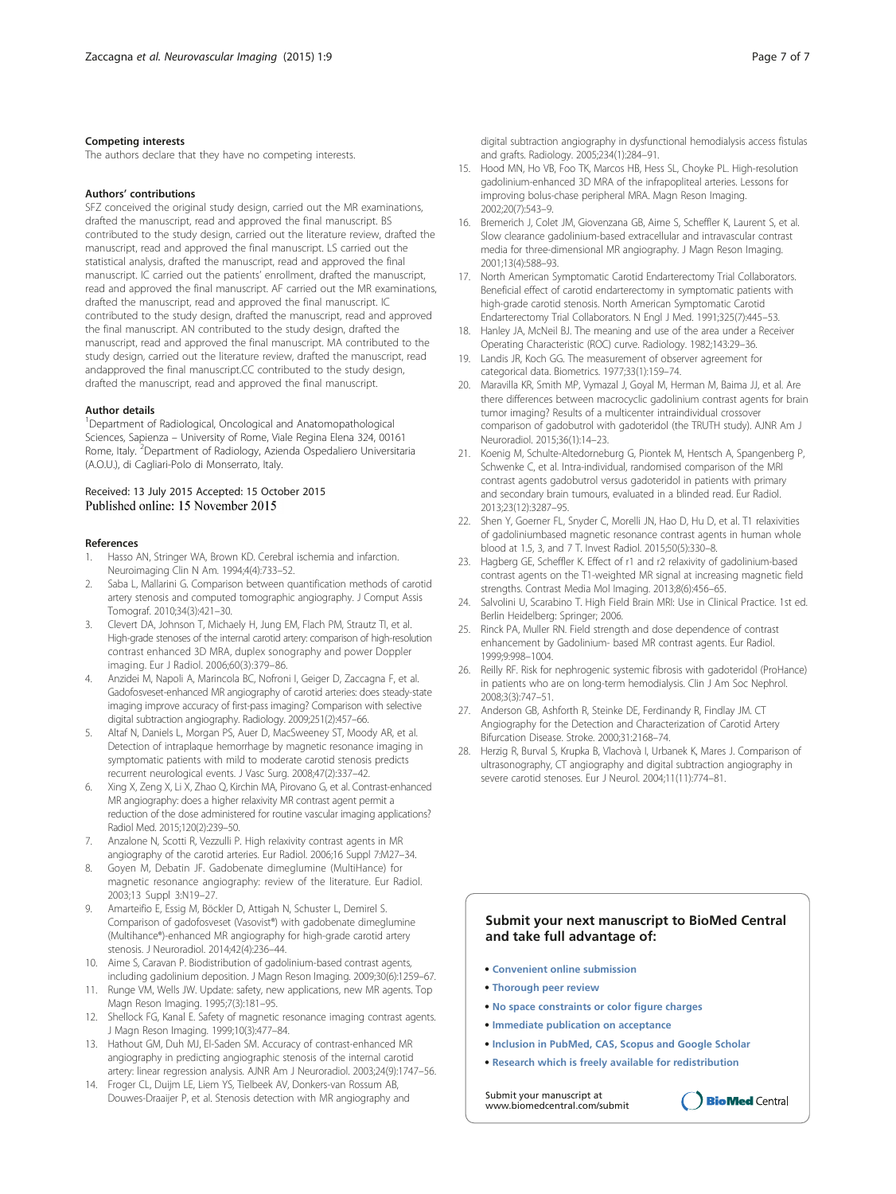#### Competing interests

The authors declare that they have no competing interests.

#### Authors' contributions

SFZ conceived the original study design, carried out the MR examinations, drafted the manuscript, read and approved the final manuscript. BS contributed to the study design, carried out the literature review, drafted the manuscript, read and approved the final manuscript. LS carried out the statistical analysis, drafted the manuscript, read and approved the final manuscript. IC carried out the patients' enrollment, drafted the manuscript, read and approved the final manuscript. AF carried out the MR examinations, drafted the manuscript, read and approved the final manuscript. IC contributed to the study design, drafted the manuscript, read and approved the final manuscript. AN contributed to the study design, drafted the manuscript, read and approved the final manuscript. MA contributed to the study design, carried out the literature review, drafted the manuscript, read andapproved the final manuscript.CC contributed to the study design, drafted the manuscript, read and approved the final manuscript.

#### Author details

[1]Department of Radiological, Oncological and Anatomopathological Sciences, Sapienza – University of Rome, Viale Regina Elena 324, 00161 Rome, Italy. [2]Department of Radiology, Azienda Ospedaliero Universitaria (A.O.U.), di Cagliari-Polo di Monserrato, Italy.

Received: 13 July 2015 Accepted: 15 October 2015
Published online: 15 November 2015

#### References

1. Hasso AN, Stringer WA, Brown KD. Cerebral ischemia and infarction. Neuroimaging Clin N Am. 1994;4(4):733–52.
2. Saba L, Mallarini G. Comparison between quantification methods of carotid artery stenosis and computed tomographic angiography. J Comput Assis Tomograf. 2010;34(3):421–30.
3. Clevert DA, Johnson T, Michaely H, Jung EM, Flach PM, Strautz TI, et al. High-grade stenoses of the internal carotid artery: comparison of high-resolution contrast enhanced 3D MRA, duplex sonography and power Doppler imaging. Eur J Radiol. 2006;60(3):379–86.
4. Anzidei M, Napoli A, Marincola BC, Nofroni I, Geiger D, Zaccagna F, et al. Gadofosveset-enhanced MR angiography of carotid arteries: does steady-state imaging improve accuracy of first-pass imaging? Comparison with selective digital subtraction angiography. Radiology. 2009;251(2):457–66.
5. Altaf N, Daniels L, Morgan PS, Auer D, MacSweeney ST, Moody AR, et al. Detection of intraplaque hemorrhage by magnetic resonance imaging in symptomatic patients with mild to moderate carotid stenosis predicts recurrent neurological events. J Vasc Surg. 2008;47(2):337–42.
6. Xing X, Zeng X, Li X, Zhao Q, Kirchin MA, Pirovano G, et al. Contrast-enhanced MR angiography: does a higher relaxivity MR contrast agent permit a reduction of the dose administered for routine vascular imaging applications? Radiol Med. 2015;120(2):239–50.
7. Anzalone N, Scotti R, Vezzulli P. High relaxivity contrast agents in MR angiography of the carotid arteries. Eur Radiol. 2006;16 Suppl 7:M27–34.
8. Goyen M, Debatin JF. Gadobenate dimeglumine (MultiHance) for magnetic resonance angiography: review of the literature. Eur Radiol. 2003;13 Suppl 3:N19–27.
9. Amarteifio E, Essig M, Böckler D, Attigah N, Schuster L, Demirel S. Comparison of gadofosveset (Vasovist®) with gadobenate dimeglumine (Multihance®)-enhanced MR angiography for high-grade carotid artery stenosis. J Neuroradiol. 2014;42(4):236–44.
10. Aime S, Caravan P. Biodistribution of gadolinium-based contrast agents, including gadolinium deposition. J Magn Reson Imaging. 2009;30(6):1259–67.
11. Runge VM, Wells JW. Update: safety, new applications, new MR agents. Top Magn Reson Imaging. 1995;7(3):181–95.
12. Shellock FG, Kanal E. Safety of magnetic resonance imaging contrast agents. J Magn Reson Imaging. 1999;10(3):477–84.
13. Hathout GM, Duh MJ, El-Saden SM. Accuracy of contrast-enhanced MR angiography in predicting angiographic stenosis of the internal carotid artery: linear regression analysis. AJNR Am J Neuroradiol. 2003;24(9):1747–56.
14. Froger CL, Duijm LE, Liem YS, Tielbeek AV, Donkers-van Rossum AB, Douwes-Draaijer P, et al. Stenosis detection with MR angiography and digital subtraction angiography in dysfunctional hemodialysis access fistulas and grafts. Radiology. 2005;234(1):284–91.
15. Hood MN, Ho VB, Foo TK, Marcos HB, Hess SL, Choyke PL. High-resolution gadolinium-enhanced 3D MRA of the infrapopliteal arteries. Lessons for improving bolus-chase peripheral MRA. Magn Reson Imaging. 2002;20(7):543–9.
16. Bremerich J, Colet JM, Giovenzana GB, Aime S, Scheffler K, Laurent S, et al. Slow clearance gadolinium-based extracellular and intravascular contrast media for three-dimensional MR angiography. J Magn Reson Imaging. 2001;13(4):588–93.
17. North American Symptomatic Carotid Endarterectomy Trial Collaborators. Beneficial effect of carotid endarterectomy in symptomatic patients with high-grade carotid stenosis. North American Symptomatic Carotid Endarterectomy Trial Collaborators. N Engl J Med. 1991;325(7):445–53.
18. Hanley JA, McNeil BJ. The meaning and use of the area under a Receiver Operating Characteristic (ROC) curve. Radiology. 1982;143:29–36.
19. Landis JR, Koch GG. The measurement of observer agreement for categorical data. Biometrics. 1977;33(1):159–74.
20. Maravilla KR, Smith MP, Vymazal J, Goyal M, Herman M, Baima JJ, et al. Are there differences between macrocyclic gadolinium contrast agents for brain tumor imaging? Results of a multicenter intraindividual crossover comparison of gadobutrol with gadoteridol (the TRUTH study). AJNR Am J Neuroradiol. 2015;36(1):14–23.
21. Koenig M, Schulte-Altedorneburg G, Piontek M, Hentsch A, Spangenberg P, Schwenke C, et al. Intra-individual, randomised comparison of the MRI contrast agents gadobutrol versus gadoteridol in patients with primary and secondary brain tumours, evaluated in a blinded read. Eur Radiol. 2013;23(12):3287–95.
22. Shen Y, Goerner FL, Snyder C, Morelli JN, Hao D, Hu D, et al. T1 relaxivities of gadoliniumbased magnetic resonance contrast agents in human whole blood at 1.5, 3, and 7 T. Invest Radiol. 2015;50(5):330–8.
23. Hagberg GE, Scheffler K. Effect of r1 and r2 relaxivity of gadolinium-based contrast agents on the T1-weighted MR signal at increasing magnetic field strengths. Contrast Media Mol Imaging. 2013;8(6):456–65.
24. Salvolini U, Scarabino T. High Field Brain MRI: Use in Clinical Practice. 1st ed. Berlin Heidelberg: Springer; 2006.
25. Rinck PA, Muller RN. Field strength and dose dependence of contrast enhancement by Gadolinium- based MR contrast agents. Eur Radiol. 1999;9:998–1004.
26. Reilly RF. Risk for nephrogenic systemic fibrosis with gadoteridol (ProHance) in patients who are on long-term hemodialysis. Clin J Am Soc Nephrol. 2008;3(3):747–51.
27. Anderson GB, Ashforth R, Steinke DE, Ferdinandy R, Findlay JM. CT Angiography for the Detection and Characterization of Carotid Artery Bifurcation Disease. Stroke. 2000;31:2168–74.
28. Herzig R, Burval S, Krupka B, Vlachovà I, Urbanek K, Mares J. Comparison of ultrasonography, CT angiography and digital subtraction angiography in severe carotid stenoses. Eur J Neurol. 2004;11(11):774–81.

**Submit your next manuscript to BioMed Central and take full advantage of:**

- Convenient online submission
- Thorough peer review
- No space constraints or color figure charges
- Immediate publication on acceptance
- Inclusion in PubMed, CAS, Scopus and Google Scholar
- Research which is freely available for redistribution

Submit your manuscript at
www.biomedcentral.com/submit

BioMed Central